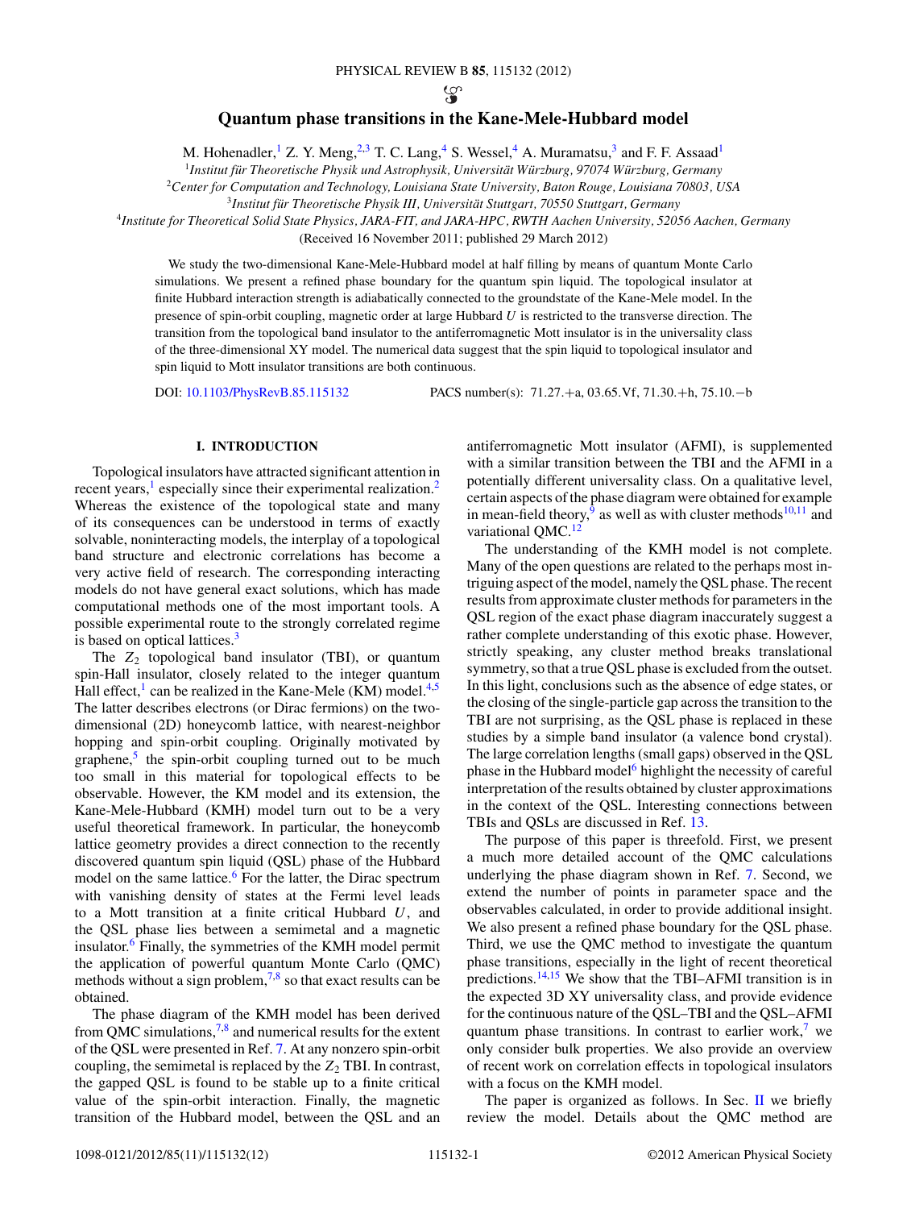# Quantum phase transitions in the Kane-Mele-Hubbard model

M. Hohenadler,[1] Z. Y. Meng,[2,3] T. C. Lang,[4] S. Wessel,[4] A. Muramatsu,[3] and F. F. Assaad[1]

[1]*Institut für Theoretische Physik und Astrophysik, Universität Würzburg, 97074 Würzburg, Germany*
[2]*Center for Computation and Technology, Louisiana State University, Baton Rouge, Louisiana 70803, USA*
[3]*Institut für Theoretische Physik III, Universität Stuttgart, 70550 Stuttgart, Germany*
[4]*Institute for Theoretical Solid State Physics, JARA-FIT, and JARA-HPC, RWTH Aachen University, 52056 Aachen, Germany*

(Received 16 November 2011; published 29 March 2012)

We study the two-dimensional Kane-Mele-Hubbard model at half filling by means of quantum Monte Carlo simulations. We present a refined phase boundary for the quantum spin liquid. The topological insulator at finite Hubbard interaction strength is adiabatically connected to the groundstate of the Kane-Mele model. In the presence of spin-orbit coupling, magnetic order at large Hubbard $U$ is restricted to the transverse direction. The transition from the topological band insulator to the antiferromagnetic Mott insulator is in the universality class of the three-dimensional XY model. The numerical data suggest that the spin liquid to topological insulator and spin liquid to Mott insulator transitions are both continuous.

DOI: 10.1103/PhysRevB.85.115132 PACS number(s): 71.27.+a, 03.65.Vf, 71.30.+h, 75.10.−b

## I. INTRODUCTION

Topological insulators have attracted significant attention in recent years,[1] especially since their experimental realization.[2] Whereas the existence of the topological state and many of its consequences can be understood in terms of exactly solvable, noninteracting models, the interplay of a topological band structure and electronic correlations has become a very active field of research. The corresponding interacting models do not have general exact solutions, which has made computational methods one of the most important tools. A possible experimental route to the strongly correlated regime is based on optical lattices.[3]

The $Z_2$ topological band insulator (TBI), or quantum spin-Hall insulator, closely related to the integer quantum Hall effect,[1] can be realized in the Kane-Mele (KM) model.[4,5] The latter describes electrons (or Dirac fermions) on the two-dimensional (2D) honeycomb lattice, with nearest-neighbor hopping and spin-orbit coupling. Originally motivated by graphene,[5] the spin-orbit coupling turned out to be much too small in this material for topological effects to be observable. However, the KM model and its extension, the Kane-Mele-Hubbard (KMH) model turn out to be a very useful theoretical framework. In particular, the honeycomb lattice geometry provides a direct connection to the recently discovered quantum spin liquid (QSL) phase of the Hubbard model on the same lattice.[6] For the latter, the Dirac spectrum with vanishing density of states at the Fermi level leads to a Mott transition at a finite critical Hubbard $U$, and the QSL phase lies between a semimetal and a magnetic insulator.[6] Finally, the symmetries of the KMH model permit the application of powerful quantum Monte Carlo (QMC) methods without a sign problem,[7,8] so that exact results can be obtained.

The phase diagram of the KMH model has been derived from QMC simulations,[7,8] and numerical results for the extent of the QSL were presented in Ref. 7. At any nonzero spin-orbit coupling, the semimetal is replaced by the $Z_2$ TBI. In contrast, the gapped QSL is found to be stable up to a finite critical value of the spin-orbit interaction. Finally, the magnetic transition of the Hubbard model, between the QSL and an antiferromagnetic Mott insulator (AFMI), is supplemented with a similar transition between the TBI and the AFMI in a potentially different universality class. On a qualitative level, certain aspects of the phase diagram were obtained for example in mean-field theory,[9] as well as with cluster methods[10,11] and variational QMC.[12]

The understanding of the KMH model is not complete. Many of the open questions are related to the perhaps most intriguing aspect of the model, namely the QSL phase. The recent results from approximate cluster methods for parameters in the QSL region of the exact phase diagram inaccurately suggest a rather complete understanding of this exotic phase. However, strictly speaking, any cluster method breaks translational symmetry, so that a true QSL phase is excluded from the outset. In this light, conclusions such as the absence of edge states, or the closing of the single-particle gap across the transition to the TBI are not surprising, as the QSL phase is replaced in these studies by a simple band insulator (a valence bond crystal). The large correlation lengths (small gaps) observed in the QSL phase in the Hubbard model[6] highlight the necessity of careful interpretation of the results obtained by cluster approximations in the context of the QSL. Interesting connections between TBIs and QSLs are discussed in Ref. 13.

The purpose of this paper is threefold. First, we present a much more detailed account of the QMC calculations underlying the phase diagram shown in Ref. 7. Second, we extend the number of points in parameter space and the observables calculated, in order to provide additional insight. We also present a refined phase boundary for the QSL phase. Third, we use the QMC method to investigate the quantum phase transitions, especially in the light of recent theoretical predictions.[14,15] We show that the TBI–AFMI transition is in the expected 3D XY universality class, and provide evidence for the continuous nature of the QSL–TBI and the QSL–AFMI quantum phase transitions. In contrast to earlier work,[7] we only consider bulk properties. We also provide an overview of recent work on correlation effects in topological insulators with a focus on the KMH model.

The paper is organized as follows. In Sec. II we briefly review the model. Details about the QMC method are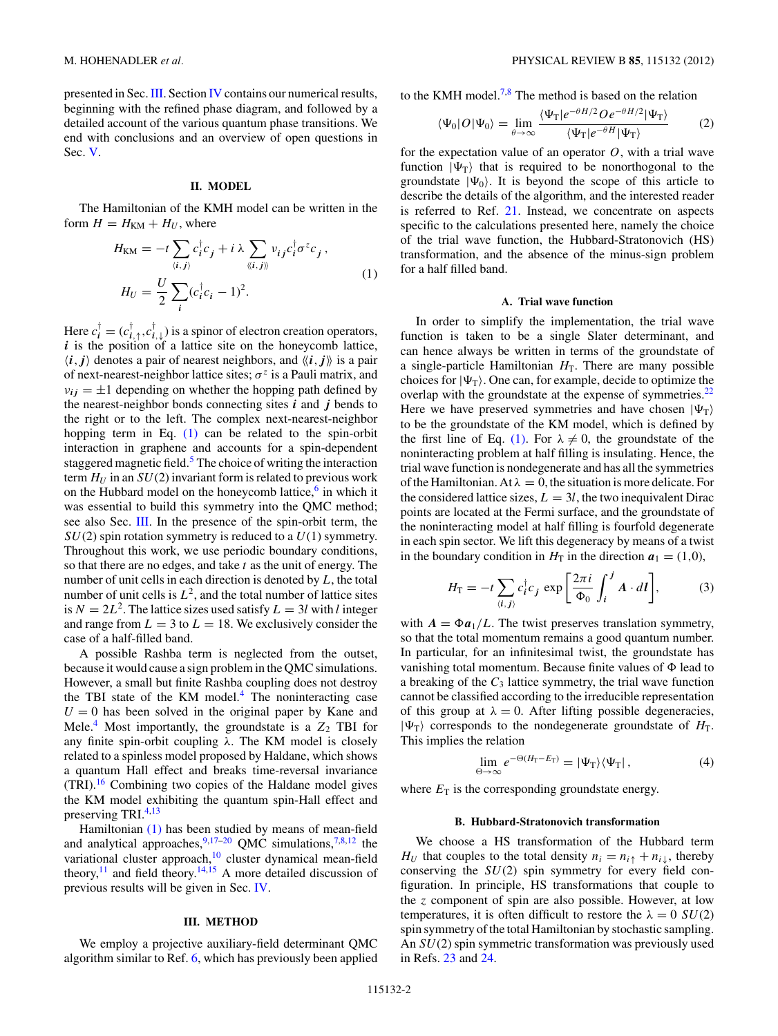presented in Sec. III. Section IV contains our numerical results, beginning with the refined phase diagram, and followed by a detailed account of the various quantum phase transitions. We end with conclusions and an overview of open questions in Sec. V.

## II. MODEL

The Hamiltonian of the KMH model can be written in the form $H = H_{\mathrm{KM}} + H_U$, where

$$H_{\mathrm{KM}} = -t \sum_{\langle \boldsymbol{i},\boldsymbol{j}\rangle} \boldsymbol{c}^{\dagger}_{\boldsymbol{i}} \boldsymbol{c}_{\boldsymbol{j}} + i\,\lambda \sum_{\langle\langle \boldsymbol{i},\boldsymbol{j}\rangle\rangle} \nu_{\boldsymbol{i}\boldsymbol{j}} \boldsymbol{c}^{\dagger}_{\boldsymbol{i}} \sigma^z \boldsymbol{c}_{\boldsymbol{j}}\,,$$
$$H_U = \frac{U}{2}\sum_{\boldsymbol{i}} (\boldsymbol{c}^{\dagger}_{\boldsymbol{i}} \boldsymbol{c}_{\boldsymbol{i}} - 1)^2. \tag{1}$$

Here $\boldsymbol{c}^{\dagger}_{\boldsymbol{i}} = (c^{\dagger}_{\boldsymbol{i},\uparrow}, c^{\dagger}_{\boldsymbol{i},\downarrow})$ is a spinor of electron creation operators, $\boldsymbol{i}$ is the position of a lattice site on the honeycomb lattice, $\langle \boldsymbol{i},\boldsymbol{j}\rangle$ denotes a pair of nearest neighbors, and $\langle\langle \boldsymbol{i},\boldsymbol{j}\rangle\rangle$ is a pair of next-nearest-neighbor lattice sites; $\sigma^z$ is a Pauli matrix, and $\nu_{\boldsymbol{i}\boldsymbol{j}} = \pm 1$ depending on whether the hopping path defined by the nearest-neighbor bonds connecting sites $\boldsymbol{i}$ and $\boldsymbol{j}$ bends to the right or to the left. The complex next-nearest-neighbor hopping term in Eq. (1) can be related to the spin-orbit interaction in graphene and accounts for a spin-dependent staggered magnetic field.[5] The choice of writing the interaction term $H_U$ in an $SU(2)$ invariant form is related to previous work on the Hubbard model on the honeycomb lattice,[6] in which it was essential to build this symmetry into the QMC method; see also Sec. III. In the presence of the spin-orbit term, the $SU(2)$ spin rotation symmetry is reduced to a $U(1)$ symmetry. Throughout this work, we use periodic boundary conditions, so that there are no edges, and take $t$ as the unit of energy. The number of unit cells in each direction is denoted by $L$, the total number of unit cells is $L^2$, and the total number of lattice sites is $N = 2L^2$. The lattice sizes used satisfy $L = 3l$ with $l$ integer and range from $L = 3$ to $L = 18$. We exclusively consider the case of a half-filled band.

A possible Rashba term is neglected from the outset, because it would cause a sign problem in the QMC simulations. However, a small but finite Rashba coupling does not destroy the TBI state of the KM model.[4] The noninteracting case $U = 0$ has been solved in the original paper by Kane and Mele.[4] Most importantly, the groundstate is a $Z_2$ TBI for any finite spin-orbit coupling $\lambda$. The KM model is closely related to a spinless model proposed by Haldane, which shows a quantum Hall effect and breaks time-reversal invariance (TRI).[16] Combining two copies of the Haldane model gives the KM model exhibiting the quantum spin-Hall effect and preserving TRI.[4,13]

Hamiltonian (1) has been studied by means of mean-field and analytical approaches,[9,17–20] QMC simulations,[7,8,12] the variational cluster approach,[10] cluster dynamical mean-field theory,[11] and field theory.[14,15] A more detailed discussion of previous results will be given in Sec. IV.

## III. METHOD

We employ a projective auxiliary-field determinant QMC algorithm similar to Ref. 6, which has previously been applied to the KMH model.[7,8] The method is based on the relation

$$\langle \Psi_0 | O | \Psi_0 \rangle = \lim_{\theta\to\infty} \frac{\langle \Psi_{\mathrm{T}} | e^{-\theta H/2} O e^{-\theta H/2} | \Psi_{\mathrm{T}} \rangle}{\langle \Psi_{\mathrm{T}} | e^{-\theta H} | \Psi_{\mathrm{T}} \rangle} \tag{2}$$

for the expectation value of an operator $O$, with a trial wave function $|\Psi_{\mathrm{T}}\rangle$ that is required to be nonorthogonal to the groundstate $|\Psi_0\rangle$. It is beyond the scope of this article to describe the details of the algorithm, and the interested reader is referred to Ref. 21. Instead, we concentrate on aspects specific to the calculations presented here, namely the choice of the trial wave function, the Hubbard-Stratonovich (HS) transformation, and the absence of the minus-sign problem for a half filled band.

### A. Trial wave function

In order to simplify the implementation, the trial wave function is taken to be a single Slater determinant, and can hence always be written in terms of the groundstate of a single-particle Hamiltonian $H_{\mathrm{T}}$. There are many possible choices for $|\Psi_{\mathrm{T}}\rangle$. One can, for example, decide to optimize the overlap with the groundstate at the expense of symmetries.[22] Here we have preserved symmetries and have chosen $|\Psi_{\mathrm{T}}\rangle$ to be the groundstate of the KM model, which is defined by the first line of Eq. (1). For $\lambda \neq 0$, the groundstate of the noninteracting problem at half filling is insulating. Hence, the trial wave function is nondegenerate and has all the symmetries of the Hamiltonian. At $\lambda = 0$, the situation is more delicate. For the considered lattice sizes, $L = 3l$, the two inequivalent Dirac points are located at the Fermi surface, and the groundstate of the noninteracting model at half filling is fourfold degenerate in each spin sector. We lift this degeneracy by means of a twist in the boundary condition in $H_{\mathrm{T}}$ in the direction $\boldsymbol{a}_1 = (1,0)$,

$$H_{\mathrm{T}} = -t \sum_{\langle \boldsymbol{i},\boldsymbol{j}\rangle} \boldsymbol{c}^{\dagger}_{\boldsymbol{i}} \boldsymbol{c}_{\boldsymbol{j}} \exp\left[\frac{2\pi i}{\Phi_0}\int_{\boldsymbol{i}}^{\boldsymbol{j}} \boldsymbol{A}\cdot d\boldsymbol{l}\right], \tag{3}$$

with $\boldsymbol{A} = \Phi \boldsymbol{a}_1/L$. The twist preserves translation symmetry, so that the total momentum remains a good quantum number. In particular, for an infinitesimal twist, the groundstate has vanishing total momentum. Because finite values of $\Phi$ lead to a breaking of the $C_3$ lattice symmetry, the trial wave function cannot be classified according to the irreducible representation of this group at $\lambda = 0$. After lifting possible degeneracies, $|\Psi_{\mathrm{T}}\rangle$ corresponds to the nondegenerate groundstate of $H_{\mathrm{T}}$. This implies the relation

$$\lim_{\Theta\to\infty} e^{-\Theta(H_{\mathrm{T}} - E_{\mathrm{T}})} = |\Psi_{\mathrm{T}}\rangle\langle\Psi_{\mathrm{T}}|\,, \tag{4}$$

where $E_{\mathrm{T}}$ is the corresponding groundstate energy.

### B. Hubbard-Stratonovich transformation

We choose a HS transformation of the Hubbard term $H_U$ that couples to the total density $n_{\boldsymbol{i}} = n_{\boldsymbol{i}\uparrow} + n_{\boldsymbol{i}\downarrow}$, thereby conserving the $SU(2)$ spin symmetry for every field configuration. In principle, HS transformations that couple to the $z$ component of spin are also possible. However, at low temperatures, it is often difficult to restore the $\lambda = 0$ $SU(2)$ spin symmetry of the total Hamiltonian by stochastic sampling. An $SU(2)$ spin symmetric transformation was previously used in Refs. 23 and 24.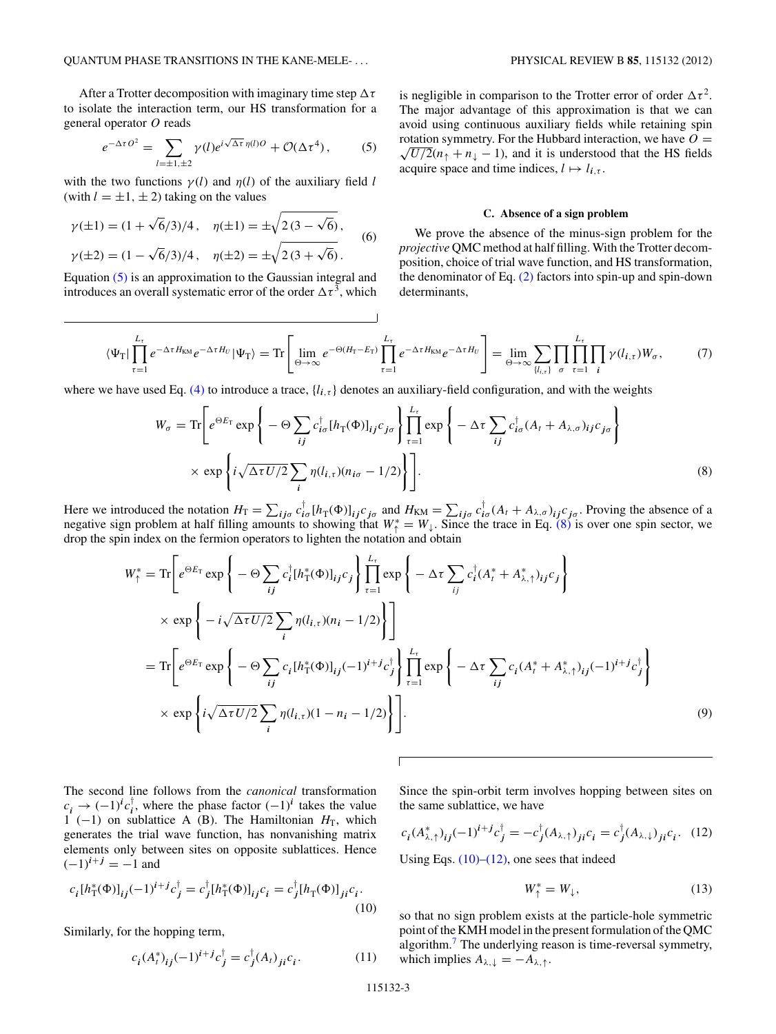After a Trotter decomposition with imaginary time step $\Delta\tau$ to isolate the interaction term, our HS transformation for a general operator $O$ reads

$$e^{-\Delta\tau O^2} = \sum_{l=\pm1,\pm2} \gamma(l) e^{i\sqrt{\Delta\tau}\,\eta(l) O} + \mathcal{O}(\Delta\tau^4)\,, \tag{5}$$

with the two functions $\gamma(l)$ and $\eta(l)$ of the auxiliary field $l$ (with $l = \pm1, \pm2$) taking on the values

$$\begin{aligned}
\gamma(\pm1) &= (1+\sqrt{6}/3)/4\,, \quad \eta(\pm1) = \pm\sqrt{2\,(3-\sqrt{6})}\,,\\
\gamma(\pm2) &= (1-\sqrt{6}/3)/4\,, \quad \eta(\pm2) = \pm\sqrt{2\,(3+\sqrt{6})}\,.
\end{aligned} \tag{6}$$

Equation (5) is an approximation to the Gaussian integral and introduces an overall systematic error of the order $\Delta\tau^3$, which is negligible in comparison to the Trotter error of order $\Delta\tau^2$. The major advantage of this approximation is that we can avoid using continuous auxiliary fields while retaining spin rotation symmetry. For the Hubbard interaction, we have $O = \sqrt{U/2}(n_\uparrow + n_\downarrow - 1)$, and it is understood that the HS fields acquire space and time indices, $l \mapsto l_{i,\tau}$.

### C. Absence of a sign problem

We prove the absence of the minus-sign problem for the *projective* QMC method at half filling. With the Trotter decomposition, choice of trial wave function, and HS transformation, the denominator of Eq. (2) factors into spin-up and spin-down determinants,

$$\langle\Psi_\mathrm{T}|\prod_{\tau=1}^{L_\tau} e^{-\Delta\tau H_\mathrm{KM}} e^{-\Delta\tau H_U}|\Psi_\mathrm{T}\rangle = \mathrm{Tr}\left[\lim_{\Theta\to\infty} e^{-\Theta(H_\mathrm{T}-E_\mathrm{T})}\prod_{\tau=1}^{L_\tau} e^{-\Delta\tau H_\mathrm{KM}} e^{-\Delta\tau H_U}\right] = \lim_{\Theta\to\infty}\sum_{\{l_{i,\tau}\}}\prod_\sigma\prod_{\tau=1}^{L_\tau}\prod_{i}\gamma(l_{i,\tau}) W_\sigma\,, \tag{7}$$

where we have used Eq. (4) to introduce a trace, $\{l_{i,\tau}\}$ denotes an auxiliary-field configuration, and with the weights

$$\begin{aligned}
W_\sigma = \mathrm{Tr}\Bigg[ & e^{\Theta E_\mathrm{T}} \exp\left\{-\Theta\sum_{ij} c_{i\sigma}^\dagger [h_\mathrm{T}(\Phi)]_{ij} c_{j\sigma}\right\}\prod_{\tau=1}^{L_\tau}\exp\left\{-\Delta\tau\sum_{ij} c_{i\sigma}^\dagger (A_t + A_{\lambda,\sigma})_{ij} c_{j\sigma}\right\}\\
&\times \exp\left\{i\sqrt{\Delta\tau U/2}\sum_i \eta(l_{i,\tau})(n_{i\sigma}-1/2)\right\}\Bigg].
\end{aligned} \tag{8}$$

Here we introduced the notation $H_\mathrm{T} = \sum_{ij\sigma} c_{i\sigma}^\dagger [h_\mathrm{T}(\Phi)]_{ij} c_{j\sigma}$ and $H_\mathrm{KM} = \sum_{ij\sigma} c_{i\sigma}^\dagger (A_t + A_{\lambda,\sigma})_{ij} c_{j\sigma}$. Proving the absence of a negative sign problem at half filling amounts to showing that $W_\uparrow^* = W_\downarrow$. Since the trace in Eq. (8) is over one spin sector, we drop the spin index on the fermion operators to lighten the notation and obtain

$$\begin{aligned}
W_\uparrow^* = \mathrm{Tr}\Bigg[ & e^{\Theta E_\mathrm{T}} \exp\left\{-\Theta\sum_{ij} c_i^\dagger [h_\mathrm{T}^*(\Phi)]_{ij} c_j\right\}\prod_{\tau=1}^{L_\tau}\exp\left\{-\Delta\tau\sum_{ij} c_i^\dagger (A_t^* + A_{\lambda,\uparrow}^*)_{ij} c_j\right\}\\
&\times \exp\left\{-i\sqrt{\Delta\tau U/2}\sum_i \eta(l_{i,\tau})(n_i-1/2)\right\}\Bigg]\\
= \mathrm{Tr}\Bigg[ & e^{\Theta E_\mathrm{T}} \exp\left\{-\Theta\sum_{ij} c_i [h_\mathrm{T}^*(\Phi)]_{ij} (-1)^{i+j} c_j^\dagger\right\}\prod_{\tau=1}^{L_\tau}\exp\left\{-\Delta\tau\sum_{ij} c_i (A_t^* + A_{\lambda,\uparrow}^*)_{ij} (-1)^{i+j} c_j^\dagger\right\}\\
&\times \exp\left\{i\sqrt{\Delta\tau U/2}\sum_i \eta(l_{i,\tau})(1-n_i-1/2)\right\}\Bigg].
\end{aligned} \tag{9}$$

The second line follows from the *canonical* transformation $c_i \to (-1)^i c_i^\dagger$, where the phase factor $(-1)^i$ takes the value 1 ($-1$) on sublattice A (B). The Hamiltonian $H_\mathrm{T}$, which generates the trial wave function, has nonvanishing matrix elements only between sites on opposite sublattices. Hence $(-1)^{i+j} = -1$ and

$$c_i [h_\mathrm{T}^*(\Phi)]_{ij} (-1)^{i+j} c_j^\dagger = c_j^\dagger [h_\mathrm{T}^*(\Phi)]_{ij} c_i = c_j^\dagger [h_\mathrm{T}(\Phi)]_{ji} c_i\,. \tag{10}$$

Similarly, for the hopping term,

$$c_i (A_t^*)_{ij} (-1)^{i+j} c_j^\dagger = c_j^\dagger (A_t)_{ji} c_i\,. \tag{11}$$

Since the spin-orbit term involves hopping between sites on the same sublattice, we have

$$c_i (A_{\lambda,\uparrow}^*)_{ij} (-1)^{i+j} c_j^\dagger = -c_j^\dagger (A_{\lambda,\uparrow})_{ji} c_i = c_j^\dagger (A_{\lambda,\downarrow})_{ji} c_i\,. \tag{12}$$

Using Eqs. (10)–(12), one sees that indeed

$$W_\uparrow^* = W_\downarrow\,, \tag{13}$$

so that no sign problem exists at the particle-hole symmetric point of the KMH model in the present formulation of the QMC algorithm.[7] The underlying reason is time-reversal symmetry, which implies $A_{\lambda,\downarrow} = -A_{\lambda,\uparrow}$.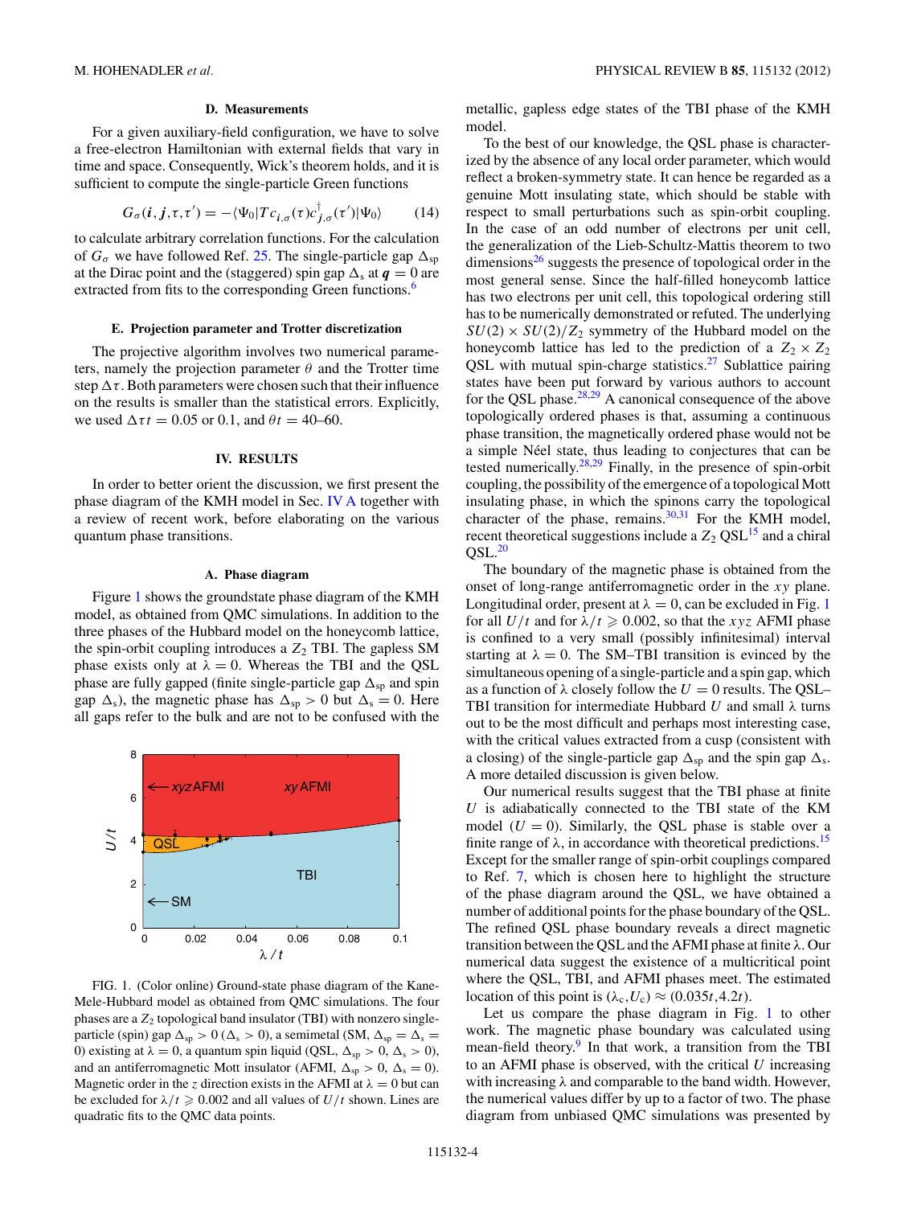### D. Measurements

For a given auxiliary-field configuration, we have to solve a free-electron Hamiltonian with external fields that vary in time and space. Consequently, Wick's theorem holds, and it is sufficient to compute the single-particle Green functions

$$G_\sigma(\boldsymbol{i},\boldsymbol{j},\tau,\tau') = -\langle\Psi_0|T c_{\boldsymbol{i},\sigma}(\tau) c^\dagger_{\boldsymbol{j},\sigma}(\tau')|\Psi_0\rangle \tag{14}$$

to calculate arbitrary correlation functions. For the calculation of $G_\sigma$ we have followed Ref. 25. The single-particle gap $\Delta_{\text{sp}}$ at the Dirac point and the (staggered) spin gap $\Delta_{\text{s}}$ at $\boldsymbol{q}=0$ are extracted from fits to the corresponding Green functions.[6]

### E. Projection parameter and Trotter discretization

The projective algorithm involves two numerical parameters, namely the projection parameter $\theta$ and the Trotter time step $\Delta\tau$. Both parameters were chosen such that their influence on the results is smaller than the statistical errors. Explicitly, we used $\Delta\tau t = 0.05$ or $0.1$, and $\theta t = 40$–$60$.

## IV. RESULTS

In order to better orient the discussion, we first present the phase diagram of the KMH model in Sec. IV A together with a review of recent work, before elaborating on the various quantum phase transitions.

### A. Phase diagram

Figure 1 shows the groundstate phase diagram of the KMH model, as obtained from QMC simulations. In addition to the three phases of the Hubbard model on the honeycomb lattice, the spin-orbit coupling introduces a $Z_2$ TBI. The gapless SM phase exists only at $\lambda=0$. Whereas the TBI and the QSL phase are fully gapped (finite single-particle gap $\Delta_{\text{sp}}$ and spin gap $\Delta_{\text{s}}$), the magnetic phase has $\Delta_{\text{sp}}>0$ but $\Delta_{\text{s}}=0$. Here all gaps refer to the bulk and are not to be confused with the metallic, gapless edge states of the TBI phase of the KMH model.

FIG. 1. (Color online) Ground-state phase diagram of the Kane-Mele-Hubbard model as obtained from QMC simulations. The four phases are a $Z_2$ topological band insulator (TBI) with nonzero single-particle (spin) gap $\Delta_{\text{sp}}>0$ ($\Delta_{\text{s}}>0$), a semimetal (SM, $\Delta_{\text{sp}}=\Delta_{\text{s}}=0$) existing at $\lambda=0$, a quantum spin liquid (QSL, $\Delta_{\text{sp}}>0$, $\Delta_{\text{s}}>0$), and an antiferromagnetic Mott insulator (AFMI, $\Delta_{\text{sp}}>0$, $\Delta_{\text{s}}=0$). Magnetic order in the $z$ direction exists in the AFMI at $\lambda=0$ but can be excluded for $\lambda/t\geqslant 0.002$ and all values of $U/t$ shown. Lines are quadratic fits to the QMC data points.

To the best of our knowledge, the QSL phase is characterized by the absence of any local order parameter, which would reflect a broken-symmetry state. It can hence be regarded as a genuine Mott insulating state, which should be stable with respect to small perturbations such as spin-orbit coupling. In the case of an odd number of electrons per unit cell, the generalization of the Lieb-Schultz-Mattis theorem to two dimensions[26] suggests the presence of topological order in the most general sense. Since the half-filled honeycomb lattice has two electrons per unit cell, this topological ordering still has to be numerically demonstrated or refuted. The underlying $SU(2)\times SU(2)/Z_2$ symmetry of the Hubbard model on the honeycomb lattice has led to the prediction of a $Z_2\times Z_2$ QSL with mutual spin-charge statistics.[27] Sublattice pairing states have been put forward by various authors to account for the QSL phase.[28,29] A canonical consequence of the above topologically ordered phases is that, assuming a continuous phase transition, the magnetically ordered phase would not be a simple Néel state, thus leading to conjectures that can be tested numerically.[28,29] Finally, in the presence of spin-orbit coupling, the possibility of the emergence of a topological Mott insulating phase, in which the spinons carry the topological character of the phase, remains.[30,31] For the KMH model, recent theoretical suggestions include a $Z_2$ QSL[15] and a chiral QSL.[20]

The boundary of the magnetic phase is obtained from the onset of long-range antiferromagnetic order in the $xy$ plane. Longitudinal order, present at $\lambda=0$, can be excluded in Fig. 1 for all $U/t$ and for $\lambda/t\geqslant 0.002$, so that the $xyz$ AFMI phase is confined to a very small (possibly infinitesimal) interval starting at $\lambda=0$. The SM–TBI transition is evinced by the simultaneous opening of a single-particle and a spin gap, which as a function of $\lambda$ closely follow the $U=0$ results. The QSL–TBI transition for intermediate Hubbard $U$ and small $\lambda$ turns out to be the most difficult and perhaps most interesting case, with the critical values extracted from a cusp (consistent with a closing) of the single-particle gap $\Delta_{\text{sp}}$ and the spin gap $\Delta_{\text{s}}$. A more detailed discussion is given below.

Our numerical results suggest that the TBI phase at finite $U$ is adiabatically connected to the TBI state of the KM model ($U=0$). Similarly, the QSL phase is stable over a finite range of $\lambda$, in accordance with theoretical predictions.[15] Except for the smaller range of spin-orbit couplings compared to Ref. 7, which is chosen here to highlight the structure of the phase diagram around the QSL, we have obtained a number of additional points for the phase boundary of the QSL. The refined QSL phase boundary reveals a direct magnetic transition between the QSL and the AFMI phase at finite $\lambda$. Our numerical data suggest the existence of a multicritical point where the QSL, TBI, and AFMI phases meet. The estimated location of this point is $(\lambda_c,U_c)\approx(0.035t,4.2t)$.

Let us compare the phase diagram in Fig. 1 to other work. The magnetic phase boundary was calculated using mean-field theory.[9] In that work, a transition from the TBI to an AFMI phase is observed, with the critical $U$ increasing with increasing $\lambda$ and comparable to the band width. However, the numerical values differ by up to a factor of two. The phase diagram from unbiased QMC simulations was presented by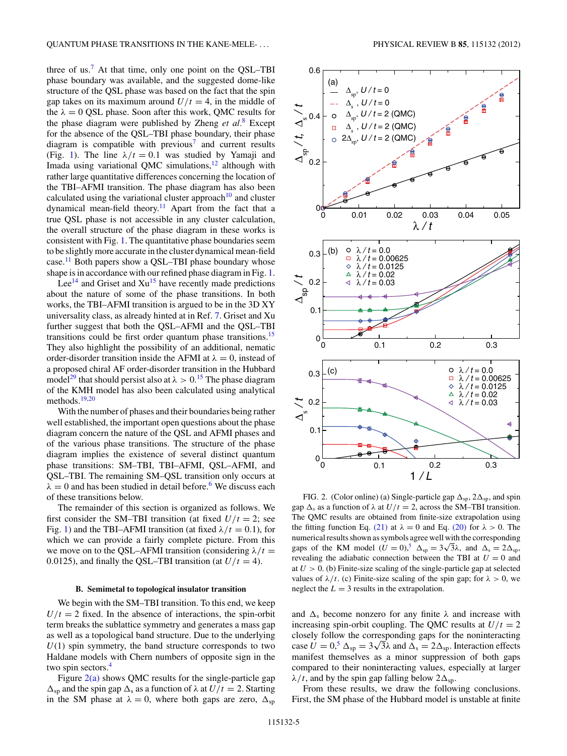three of us.[7] At that time, only one point on the QSL–TBI phase boundary was available, and the suggested dome-like structure of the QSL phase was based on the fact that the spin gap takes on its maximum around $U/t = 4$, in the middle of the $\lambda = 0$ QSL phase. Soon after this work, QMC results for the phase diagram were published by Zheng *et al.*[8] Except for the absence of the QSL–TBI phase boundary, their phase diagram is compatible with previous[7] and current results (Fig. 1). The line $\lambda/t = 0.1$ was studied by Yamaji and Imada using variational QMC simulations,[12] although with rather large quantitative differences concerning the location of the TBI–AFMI transition. The phase diagram has also been calculated using the variational cluster approach[10] and cluster dynamical mean-field theory.[11] Apart from the fact that a true QSL phase is not accessible in any cluster calculation, the overall structure of the phase diagram in these works is consistent with Fig. 1. The quantitative phase boundaries seem to be slightly more accurate in the cluster dynamical mean-field case.[11] Both papers show a QSL–TBI phase boundary whose shape is in accordance with our refined phase diagram in Fig. 1.

Lee[14] and Griset and Xu[15] have recently made predictions about the nature of some of the phase transitions. In both works, the TBI–AFMI transition is argued to be in the 3D XY universality class, as already hinted at in Ref. 7. Griset and Xu further suggest that both the QSL–AFMI and the QSL–TBI transitions could be first order quantum phase transitions.[15] They also highlight the possibility of an additional, nematic order-disorder transition inside the AFMI at $\lambda = 0$, instead of a proposed chiral AF order-disorder transition in the Hubbard model[29] that should persist also at $\lambda > 0$.[15] The phase diagram of the KMH model has also been calculated using analytical methods.[19,20]

With the number of phases and their boundaries being rather well established, the important open questions about the phase diagram concern the nature of the QSL and AFMI phases and of the various phase transitions. The structure of the phase diagram implies the existence of several distinct quantum phase transitions: SM–TBI, TBI–AFMI, QSL–AFMI, and QSL–TBI. The remaining SM–QSL transition only occurs at $\lambda = 0$ and has been studied in detail before.[6] We discuss each of these transitions below.

The remainder of this section is organized as follows. We first consider the SM–TBI transition (at fixed $U/t = 2$; see Fig. 1) and the TBI–AFMI transition (at fixed $\lambda/t = 0.1$), for which we can provide a fairly complete picture. From this we move on to the QSL–AFMI transition (considering $\lambda/t = 0.0125$), and finally the QSL–TBI transition (at $U/t = 4$).

### B. Semimetal to topological insulator transition

We begin with the SM–TBI transition. To this end, we keep $U/t = 2$ fixed. In the absence of interactions, the spin-orbit term breaks the sublattice symmetry and generates a mass gap as well as a topological band structure. Due to the underlying $U(1)$ spin symmetry, the band structure corresponds to two Haldane models with Chern numbers of opposite sign in the two spin sectors.[4]

Figure 2(a) shows QMC results for the single-particle gap $\Delta_{\text{sp}}$ and the spin gap $\Delta_{\text{s}}$ as a function of $\lambda$ at $U/t = 2$. Starting in the SM phase at $\lambda = 0$, where both gaps are zero, $\Delta_{\text{sp}}$ and $\Delta_{\text{s}}$ become nonzero for any finite $\lambda$ and increase with increasing spin-orbit coupling. The QMC results at $U/t = 2$ closely follow the corresponding gaps for the noninteracting case $U = 0$,[5] $\Delta_{\text{sp}} = 3\sqrt{3}\lambda$ and $\Delta_{\text{s}} = 2\Delta_{\text{sp}}$. Interaction effects manifest themselves as a minor suppression of both gaps compared to their noninteracting values, especially at larger $\lambda/t$, and by the spin gap falling below $2\Delta_{\text{sp}}$.

FIG. 2. (Color online) (a) Single-particle gap $\Delta_{\text{sp}}$, $2\Delta_{\text{sp}}$, and spin gap $\Delta_{\text{s}}$ as a function of $\lambda$ at $U/t = 2$, across the SM–TBI transition. The QMC results are obtained from finite-size extrapolation using the fitting function Eq. (21) at $\lambda = 0$ and Eq. (20) for $\lambda > 0$. The numerical results shown as symbols agree well with the corresponding gaps of the KM model ($U = 0$),[5] $\Delta_{\text{sp}} = 3\sqrt{3}\lambda$, and $\Delta_{\text{s}} = 2\Delta_{\text{sp}}$, revealing the adiabatic connection between the TBI at $U = 0$ and at $U > 0$. (b) Finite-size scaling of the single-particle gap at selected values of $\lambda/t$. (c) Finite-size scaling of the spin gap; for $\lambda > 0$, we neglect the $L = 3$ results in the extrapolation.

From these results, we draw the following conclusions. First, the SM phase of the Hubbard model is unstable at finite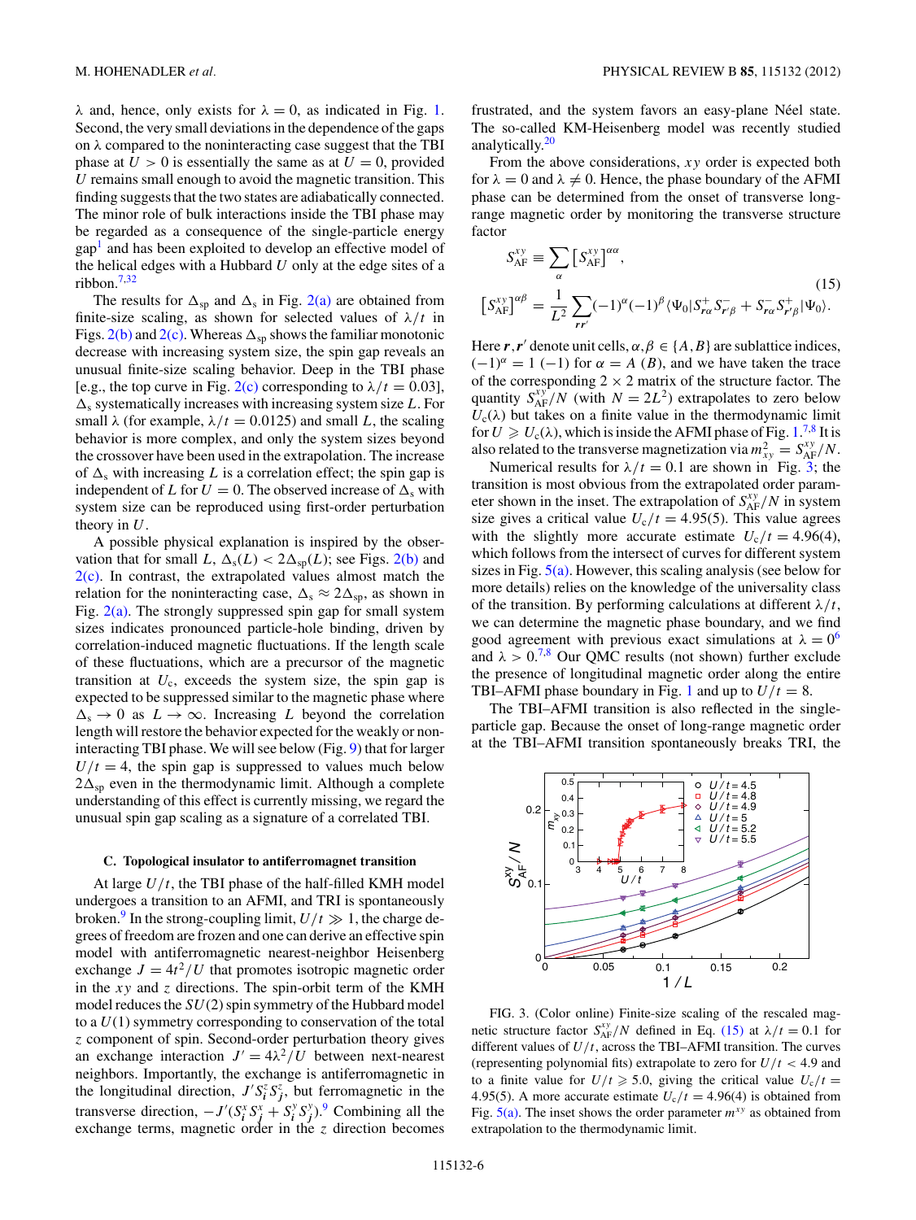$\lambda$ and, hence, only exists for $\lambda = 0$, as indicated in Fig. 1. Second, the very small deviations in the dependence of the gaps on $\lambda$ compared to the noninteracting case suggest that the TBI phase at $U > 0$ is essentially the same as at $U = 0$, provided $U$ remains small enough to avoid the magnetic transition. This finding suggests that the two states are adiabatically connected. The minor role of bulk interactions inside the TBI phase may be regarded as a consequence of the single-particle energy gap[1] and has been exploited to develop an effective model of the helical edges with a Hubbard $U$ only at the edge sites of a ribbon.[7,32]

The results for $\Delta_{\mathrm{sp}}$ and $\Delta_{\mathrm{s}}$ in Fig. 2(a) are obtained from finite-size scaling, as shown for selected values of $\lambda/t$ in Figs. 2(b) and 2(c). Whereas $\Delta_{\mathrm{sp}}$ shows the familiar monotonic decrease with increasing system size, the spin gap reveals an unusual finite-size scaling behavior. Deep in the TBI phase [e.g., the top curve in Fig. 2(c) corresponding to $\lambda/t = 0.03$], $\Delta_{\mathrm{s}}$ systematically increases with increasing system size $L$. For small $\lambda$ (for example, $\lambda/t = 0.0125$) and small $L$, the scaling behavior is more complex, and only the system sizes beyond the crossover have been used in the extrapolation. The increase of $\Delta_{\mathrm{s}}$ with increasing $L$ is a correlation effect; the spin gap is independent of $L$ for $U = 0$. The observed increase of $\Delta_{\mathrm{s}}$ with system size can be reproduced using first-order perturbation theory in $U$.

A possible physical explanation is inspired by the observation that for small $L$, $\Delta_{\mathrm{s}}(L) < 2\Delta_{\mathrm{sp}}(L)$; see Figs. 2(b) and 2(c). In contrast, the extrapolated values almost match the relation for the noninteracting case, $\Delta_{\mathrm{s}} \approx 2\Delta_{\mathrm{sp}}$, as shown in Fig. 2(a). The strongly suppressed spin gap for small system sizes indicates pronounced particle-hole binding, driven by correlation-induced magnetic fluctuations. If the length scale of these fluctuations, which are a precursor of the magnetic transition at $U_{\mathrm{c}}$, exceeds the system size, the spin gap is expected to be suppressed similar to the magnetic phase where $\Delta_{\mathrm{s}} \to 0$ as $L \to \infty$. Increasing $L$ beyond the correlation length will restore the behavior expected for the weakly or noninteracting TBI phase. We will see below (Fig. 9) that for larger $U/t = 4$, the spin gap is suppressed to values much below $2\Delta_{\mathrm{sp}}$ even in the thermodynamic limit. Although a complete understanding of this effect is currently missing, we regard the unusual spin gap scaling as a signature of a correlated TBI.

### C. Topological insulator to antiferromagnet transition

At large $U/t$, the TBI phase of the half-filled KMH model undergoes a transition to an AFMI, and TRI is spontaneously broken.[9] In the strong-coupling limit, $U/t \gg 1$, the charge degrees of freedom are frozen and one can derive an effective spin model with antiferromagnetic nearest-neighbor Heisenberg exchange $J = 4t^2/U$ that promotes isotropic magnetic order in the $xy$ and $z$ directions. The spin-orbit term of the KMH model reduces the $SU(2)$ spin symmetry of the Hubbard model to a $U(1)$ symmetry corresponding to conservation of the total $z$ component of spin. Second-order perturbation theory gives an exchange interaction $J' = 4\lambda^2/U$ between next-nearest neighbors. Importantly, the exchange is antiferromagnetic in the longitudinal direction, $J' S_i^z S_j^z$, but ferromagnetic in the transverse direction, $-J'(S_i^x S_j^x + S_i^y S_j^y)$.[9] Combining all the exchange terms, magnetic order in the $z$ direction becomes frustrated, and the system favors an easy-plane Néel state. The so-called KM-Heisenberg model was recently studied analytically.[20]

From the above considerations, $xy$ order is expected both for $\lambda = 0$ and $\lambda \neq 0$. Hence, the phase boundary of the AFMI phase can be determined from the onset of transverse long-range magnetic order by monitoring the transverse structure factor

$$S_{\mathrm{AF}}^{xy} \equiv \sum_{\alpha} \left[S_{\mathrm{AF}}^{xy}\right]^{\alpha\alpha},$$
$$\left[S_{\mathrm{AF}}^{xy}\right]^{\alpha\beta} = \frac{1}{L^2} \sum_{\boldsymbol{r}\boldsymbol{r}'} (-1)^{\alpha}(-1)^{\beta} \langle \Psi_0 | S_{\boldsymbol{r}\alpha}^{+} S_{\boldsymbol{r}'\beta}^{-} + S_{\boldsymbol{r}\alpha}^{-} S_{\boldsymbol{r}'\beta}^{+} | \Psi_0 \rangle. \tag{15}$$

Here $\boldsymbol{r},\boldsymbol{r}'$ denote unit cells, $\alpha,\beta \in \{A,B\}$ are sublattice indices, $(-1)^{\alpha} = 1$ $(-1)$ for $\alpha = A$ $(B)$, and we have taken the trace of the corresponding $2 \times 2$ matrix of the structure factor. The quantity $S_{\mathrm{AF}}^{xy}/N$ (with $N = 2L^2$) extrapolates to zero below $U_{\mathrm{c}}(\lambda)$ but takes on a finite value in the thermodynamic limit for $U \geqslant U_{\mathrm{c}}(\lambda)$, which is inside the AFMI phase of Fig. 1.[7,8] It is also related to the transverse magnetization via $m_{xy}^2 = S_{\mathrm{AF}}^{xy}/N$.

Numerical results for $\lambda/t = 0.1$ are shown in Fig. 3; the transition is most obvious from the extrapolated order parameter shown in the inset. The extrapolation of $S_{\mathrm{AF}}^{xy}/N$ in system size gives a critical value $U_{\mathrm{c}}/t = 4.95(5)$. This value agrees with the slightly more accurate estimate $U_{\mathrm{c}}/t = 4.96(4)$, which follows from the intersect of curves for different system sizes in Fig. 5(a). However, this scaling analysis (see below for more details) relies on the knowledge of the universality class of the transition. By performing calculations at different $\lambda/t$, we can determine the magnetic phase boundary, and we find good agreement with previous exact simulations at $\lambda = 0$[6] and $\lambda > 0$.[7,8] Our QMC results (not shown) further exclude the presence of longitudinal magnetic order along the entire TBI–AFMI phase boundary in Fig. 1 and up to $U/t = 8$.

The TBI–AFMI transition is also reflected in the single-particle gap. Because the onset of long-range magnetic order at the TBI–AFMI transition spontaneously breaks TRI, the

FIG. 3. (Color online) Finite-size scaling of the rescaled magnetic structure factor $S_{\mathrm{AF}}^{xy}/N$ defined in Eq. (15) at $\lambda/t = 0.1$ for different values of $U/t$, across the TBI–AFMI transition. The curves (representing polynomial fits) extrapolate to zero for $U/t < 4.9$ and to a finite value for $U/t \geqslant 5.0$, giving the critical value $U_{\mathrm{c}}/t = 4.95(5)$. A more accurate estimate $U_{\mathrm{c}}/t = 4.96(4)$ is obtained from Fig. 5(a). The inset shows the order parameter $m^{xy}$ as obtained from extrapolation to the thermodynamic limit.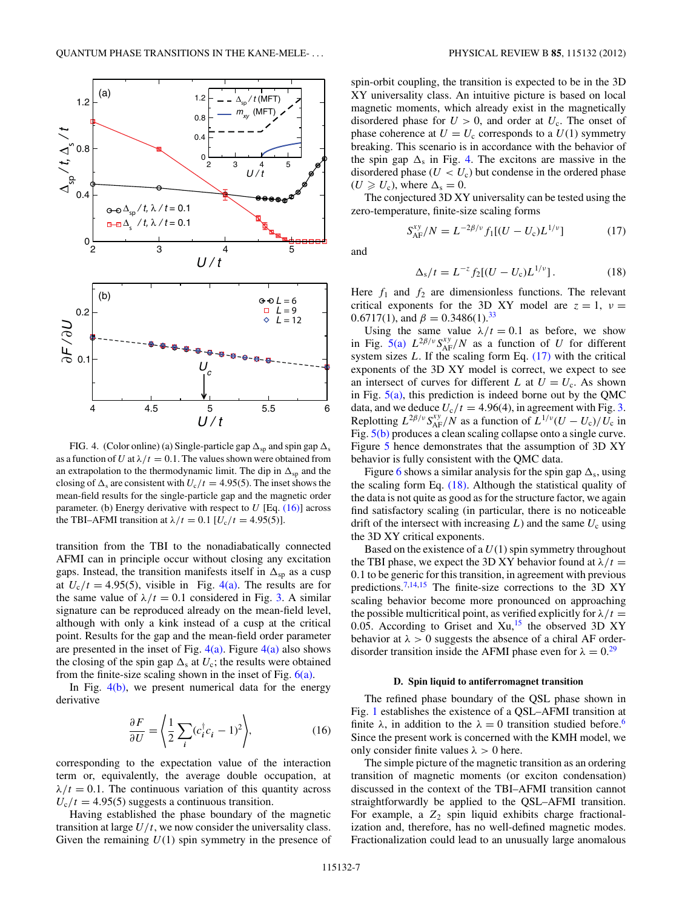FIG. 4. (Color online) (a) Single-particle gap $\Delta_{sp}$ and spin gap $\Delta_s$ as a function of $U$ at $\lambda/t = 0.1$. The values shown were obtained from an extrapolation to the thermodynamic limit. The dip in $\Delta_{sp}$ and the closing of $\Delta_s$ are consistent with $U_c/t = 4.95(5)$. The inset shows the mean-field results for the single-particle gap and the magnetic order parameter. (b) Energy derivative with respect to $U$ [Eq. (16)] across the TBI–AFMI transition at $\lambda/t = 0.1$ [$U_c/t = 4.95(5)$].

transition from the TBI to the nonadiabatically connected AFMI can in principle occur without closing any excitation gaps. Instead, the transition manifests itself in $\Delta_{sp}$ as a cusp at $U_c/t = 4.95(5)$, visible in Fig. 4(a). The results are for the same value of $\lambda/t = 0.1$ considered in Fig. 3. A similar signature can be reproduced already on the mean-field level, although with only a kink instead of a cusp at the critical point. Results for the gap and the mean-field order parameter are presented in the inset of Fig. 4(a). Figure 4(a) also shows the closing of the spin gap $\Delta_s$ at $U_c$; the results were obtained from the finite-size scaling shown in the inset of Fig. 6(a).

In Fig. 4(b), we present numerical data for the energy derivative

$$\frac{\partial F}{\partial U} = \left\langle \frac{1}{2} \sum_i (c_i^\dagger c_i - 1)^2 \right\rangle, \tag{16}$$

corresponding to the expectation value of the interaction term or, equivalently, the average double occupation, at $\lambda/t = 0.1$. The continuous variation of this quantity across $U_c/t = 4.95(5)$ suggests a continuous transition.

Having established the phase boundary of the magnetic transition at large $U/t$, we now consider the universality class. Given the remaining $U(1)$ spin symmetry in the presence of spin-orbit coupling, the transition is expected to be in the 3D XY universality class. An intuitive picture is based on local magnetic moments, which already exist in the magnetically disordered phase for $U > 0$, and order at $U_c$. The onset of phase coherence at $U = U_c$ corresponds to a $U(1)$ symmetry breaking. This scenario is in accordance with the behavior of the spin gap $\Delta_s$ in Fig. 4. The excitons are massive in the disordered phase ($U < U_c$) but condense in the ordered phase ($U \geqslant U_c$), where $\Delta_s = 0$.

The conjectured 3D XY universality can be tested using the zero-temperature, finite-size scaling forms

$$S_{AF}^{xy}/N = L^{-2\beta/\nu} f_1[(U - U_c)L^{1/\nu}] \tag{17}$$

and

$$\Delta_s/t = L^{-z} f_2[(U - U_c)L^{1/\nu}]. \tag{18}$$

Here $f_1$ and $f_2$ are dimensionless functions. The relevant critical exponents for the 3D XY model are $z = 1$, $\nu = 0.6717(1)$, and $\beta = 0.3486(1)$.[33]

Using the same value $\lambda/t = 0.1$ as before, we show in Fig. 5(a) $L^{2\beta/\nu} S_{AF}^{xy}/N$ as a function of $U$ for different system sizes $L$. If the scaling form Eq. (17) with the critical exponents of the 3D XY model is correct, we expect to see an intersect of curves for different $L$ at $U = U_c$. As shown in Fig. 5(a), this prediction is indeed borne out by the QMC data, and we deduce $U_c/t = 4.96(4)$, in agreement with Fig. 3. Replotting $L^{2\beta/\nu} S_{AF}^{xy}/N$ as a function of $L^{1/\nu}(U - U_c)/U_c$ in Fig. 5(b) produces a clean scaling collapse onto a single curve. Figure 5 hence demonstrates that the assumption of 3D XY behavior is fully consistent with the QMC data.

Figure 6 shows a similar analysis for the spin gap $\Delta_s$, using the scaling form Eq. (18). Although the statistical quality of the data is not quite as good as for the structure factor, we again find satisfactory scaling (in particular, there is no noticeable drift of the intersect with increasing $L$) and the same $U_c$ using the 3D XY critical exponents.

Based on the existence of a $U(1)$ spin symmetry throughout the TBI phase, we expect the 3D XY behavior found at $\lambda/t = 0.1$ to be generic for this transition, in agreement with previous predictions.[7,14,15] The finite-size corrections to the 3D XY scaling behavior become more pronounced on approaching the possible multicritical point, as verified explicitly for $\lambda/t = 0.05$. According to Griset and Xu,[15] the observed 3D XY behavior at $\lambda > 0$ suggests the absence of a chiral AF order-disorder transition inside the AFMI phase even for $\lambda = 0$.[29]

### D. Spin liquid to antiferromagnet transition

The refined phase boundary of the QSL phase shown in Fig. 1 establishes the existence of a QSL–AFMI transition at finite $\lambda$, in addition to the $\lambda = 0$ transition studied before.[6] Since the present work is concerned with the KMH model, we only consider finite values $\lambda > 0$ here.

The simple picture of the magnetic transition as an ordering transition of magnetic moments (or exciton condensation) discussed in the context of the TBI–AFMI transition cannot straightforwardly be applied to the QSL–AFMI transition. For example, a $Z_2$ spin liquid exhibits charge fractionalization and, therefore, has no well-defined magnetic modes. Fractionalization could lead to an unusually large anomalous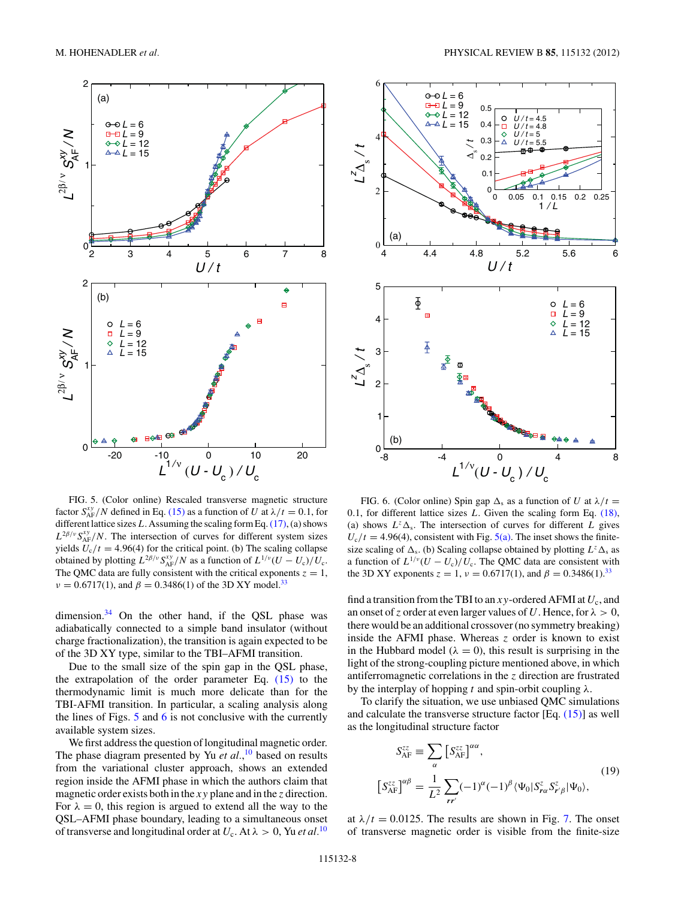FIG. 5. (Color online) Rescaled transverse magnetic structure factor $S^{xy}_{\mathrm{AF}}/N$ defined in Eq. (15) as a function of $U$ at $\lambda/t = 0.1$, for different lattice sizes $L$. Assuming the scaling form Eq. (17), (a) shows $L^{2\beta/\nu} S^{xy}_{\mathrm{AF}}/N$. The intersection of curves for different system sizes yields $U_c/t = 4.96(4)$ for the critical point. (b) The scaling collapse obtained by plotting $L^{2\beta/\nu} S^{xy}_{\mathrm{AF}}/N$ as a function of $L^{1/\nu}(U - U_c)/U_c$. The QMC data are fully consistent with the critical exponents $z = 1$, $\nu = 0.6717(1)$, and $\beta = 0.3486(1)$ of the 3D XY model.[33]

FIG. 6. (Color online) Spin gap $\Delta_s$ as a function of $U$ at $\lambda/t = 0.1$, for different lattice sizes $L$. Given the scaling form Eq. (18), (a) shows $L^z\Delta_s$. The intersection of curves for different $L$ gives $U_c/t = 4.96(4)$, consistent with Fig. 5(a). The inset shows the finite-size scaling of $\Delta_s$. (b) Scaling collapse obtained by plotting $L^z\Delta_s$ as a function of $L^{1/\nu}(U - U_c)/U_c$. The QMC data are consistent with the 3D XY exponents $z = 1$, $\nu = 0.6717(1)$, and $\beta = 0.3486(1)$.[33]

dimension.[34] On the other hand, if the QSL phase was adiabatically connected to a simple band insulator (without charge fractionalization), the transition is again expected to be of the 3D XY type, similar to the TBI–AFMI transition.

Due to the small size of the spin gap in the QSL phase, the extrapolation of the order parameter Eq. (15) to the thermodynamic limit is much more delicate than for the TBI-AFMI transition. In particular, a scaling analysis along the lines of Figs. 5 and 6 is not conclusive with the currently available system sizes.

We first address the question of longitudinal magnetic order. The phase diagram presented by Yu *et al.*,[10] based on results from the variational cluster approach, shows an extended region inside the AFMI phase in which the authors claim that magnetic order exists both in the $xy$ plane and in the $z$ direction. For $\lambda = 0$, this region is argued to extend all the way to the QSL–AFMI phase boundary, leading to a simultaneous onset of transverse and longitudinal order at $U_c$. At $\lambda > 0$, Yu *et al.*[10] find a transition from the TBI to an $xy$-ordered AFMI at $U_c$, and an onset of $z$ order at even larger values of $U$. Hence, for $\lambda > 0$, there would be an additional crossover (no symmetry breaking) inside the AFMI phase. Whereas $z$ order is known to exist in the Hubbard model ($\lambda = 0$), this result is surprising in the light of the strong-coupling picture mentioned above, in which antiferromagnetic correlations in the $z$ direction are frustrated by the interplay of hopping $t$ and spin-orbit coupling $\lambda$.

To clarify the situation, we use unbiased QMC simulations and calculate the transverse structure factor [Eq. (15)] as well as the longitudinal structure factor

$$
\begin{aligned}
S^{zz}_{\mathrm{AF}} &\equiv \sum_{\alpha} \left[S^{zz}_{\mathrm{AF}}\right]^{\alpha\alpha}, \\
\left[S^{zz}_{\mathrm{AF}}\right]^{\alpha\beta} &= \frac{1}{L^2}\sum_{\boldsymbol{r}\boldsymbol{r}'}(-1)^{\alpha}(-1)^{\beta}\langle\Psi_0|S^z_{\boldsymbol{r}\alpha}S^z_{\boldsymbol{r}'\beta}|\Psi_0\rangle,
\end{aligned}
\tag{19}
$$

at $\lambda/t = 0.0125$. The results are shown in Fig. 7. The onset of transverse magnetic order is visible from the finite-size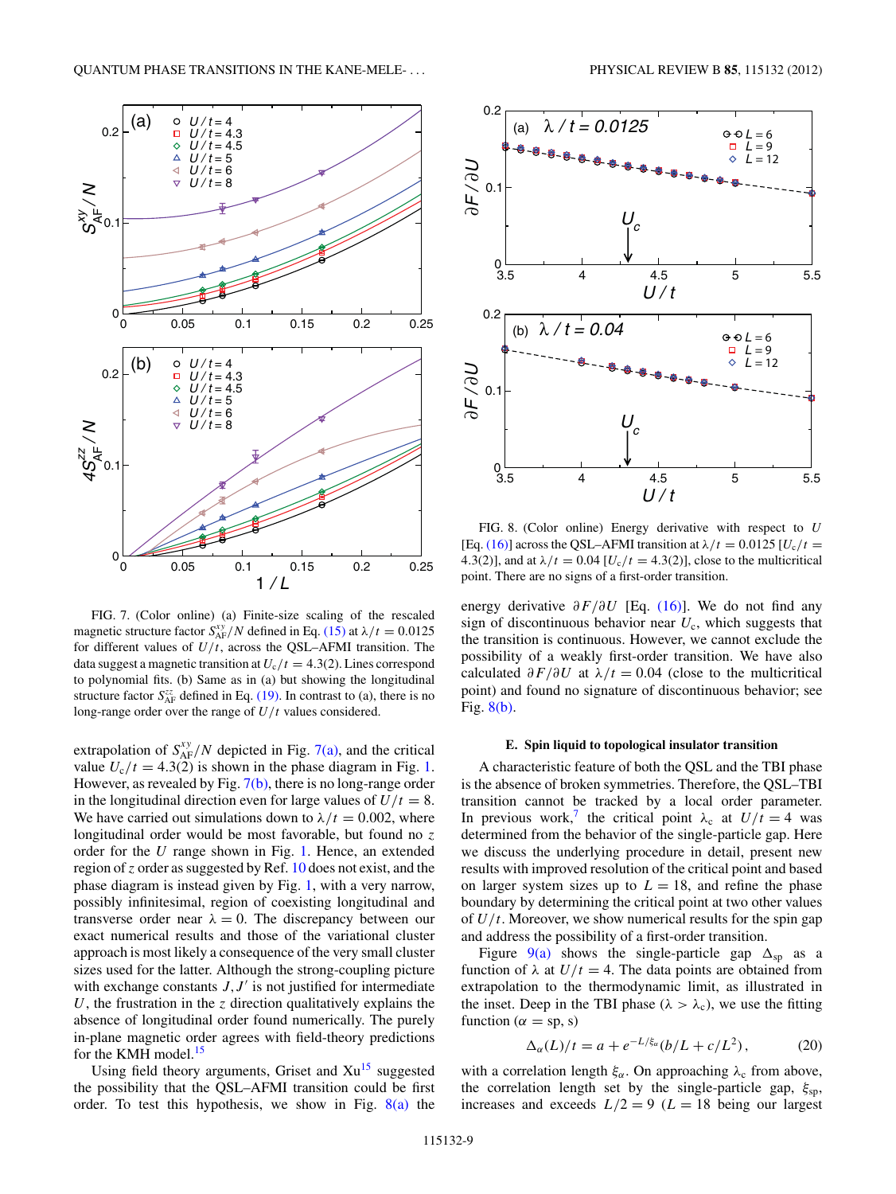FIG. 7. (Color online) (a) Finite-size scaling of the rescaled magnetic structure factor $S_{\mathrm{AF}}^{xy}/N$ defined in Eq. (15) at $\lambda/t = 0.0125$ for different values of $U/t$, across the QSL–AFMI transition. The data suggest a magnetic transition at $U_c/t = 4.3(2)$. Lines correspond to polynomial fits. (b) Same as in (a) but showing the longitudinal structure factor $S_{\mathrm{AF}}^{zz}$ defined in Eq. (19). In contrast to (a), there is no long-range order over the range of $U/t$ values considered.

extrapolation of $S_{\mathrm{AF}}^{xy}/N$ depicted in Fig. 7(a), and the critical value $U_c/t = 4.3(2)$ is shown in the phase diagram in Fig. 1. However, as revealed by Fig. 7(b), there is no long-range order in the longitudinal direction even for large values of $U/t = 8$. We have carried out simulations down to $\lambda/t = 0.002$, where longitudinal order would be most favorable, but found no $z$ order for the $U$ range shown in Fig. 1. Hence, an extended region of $z$ order as suggested by Ref. 10 does not exist, and the phase diagram is instead given by Fig. 1, with a very narrow, possibly infinitesimal, region of coexisting longitudinal and transverse order near $\lambda = 0$. The discrepancy between our exact numerical results and those of the variational cluster approach is most likely a consequence of the very small cluster sizes used for the latter. Although the strong-coupling picture with exchange constants $J, J'$ is not justified for intermediate $U$, the frustration in the $z$ direction qualitatively explains the absence of longitudinal order found numerically. The purely in-plane magnetic order agrees with field-theory predictions for the KMH model.[15]

Using field theory arguments, Griset and Xu[15] suggested the possibility that the QSL–AFMI transition could be first order. To test this hypothesis, we show in Fig. 8(a) the energy derivative $\partial F/\partial U$ [Eq. (16)]. We do not find any sign of discontinuous behavior near $U_c$, which suggests that the transition is continuous. However, we cannot exclude the possibility of a weakly first-order transition. We have also calculated $\partial F/\partial U$ at $\lambda/t = 0.04$ (close to the multicritical point) and found no signature of discontinuous behavior; see Fig. 8(b).

FIG. 8. (Color online) Energy derivative with respect to $U$ [Eq. (16)] across the QSL–AFMI transition at $\lambda/t = 0.0125$ [$U_c/t = 4.3(2)$], and at $\lambda/t = 0.04$ [$U_c/t = 4.3(2)$], close to the multicritical point. There are no signs of a first-order transition.

### E. Spin liquid to topological insulator transition

A characteristic feature of both the QSL and the TBI phase is the absence of broken symmetries. Therefore, the QSL–TBI transition cannot be tracked by a local order parameter. In previous work,[7] the critical point $\lambda_c$ at $U/t = 4$ was determined from the behavior of the single-particle gap. Here we discuss the underlying procedure in detail, present new results with improved resolution of the critical point and based on larger system sizes up to $L = 18$, and refine the phase boundary by determining the critical point at two other values of $U/t$. Moreover, we show numerical results for the spin gap and address the possibility of a first-order transition.

Figure 9(a) shows the single-particle gap $\Delta_{\mathrm{sp}}$ as a function of $\lambda$ at $U/t = 4$. The data points are obtained from extrapolation to the thermodynamic limit, as illustrated in the inset. Deep in the TBI phase ($\lambda > \lambda_c$), we use the fitting function ($\alpha = \mathrm{sp, s}$)

$$\Delta_\alpha(L)/t = a + e^{-L/\xi_\alpha}(b/L + c/L^2), \tag{20}$$

with a correlation length $\xi_\alpha$. On approaching $\lambda_c$ from above, the correlation length set by the single-particle gap, $\xi_{\mathrm{sp}}$, increases and exceeds $L/2 = 9$ ($L = 18$ being our largest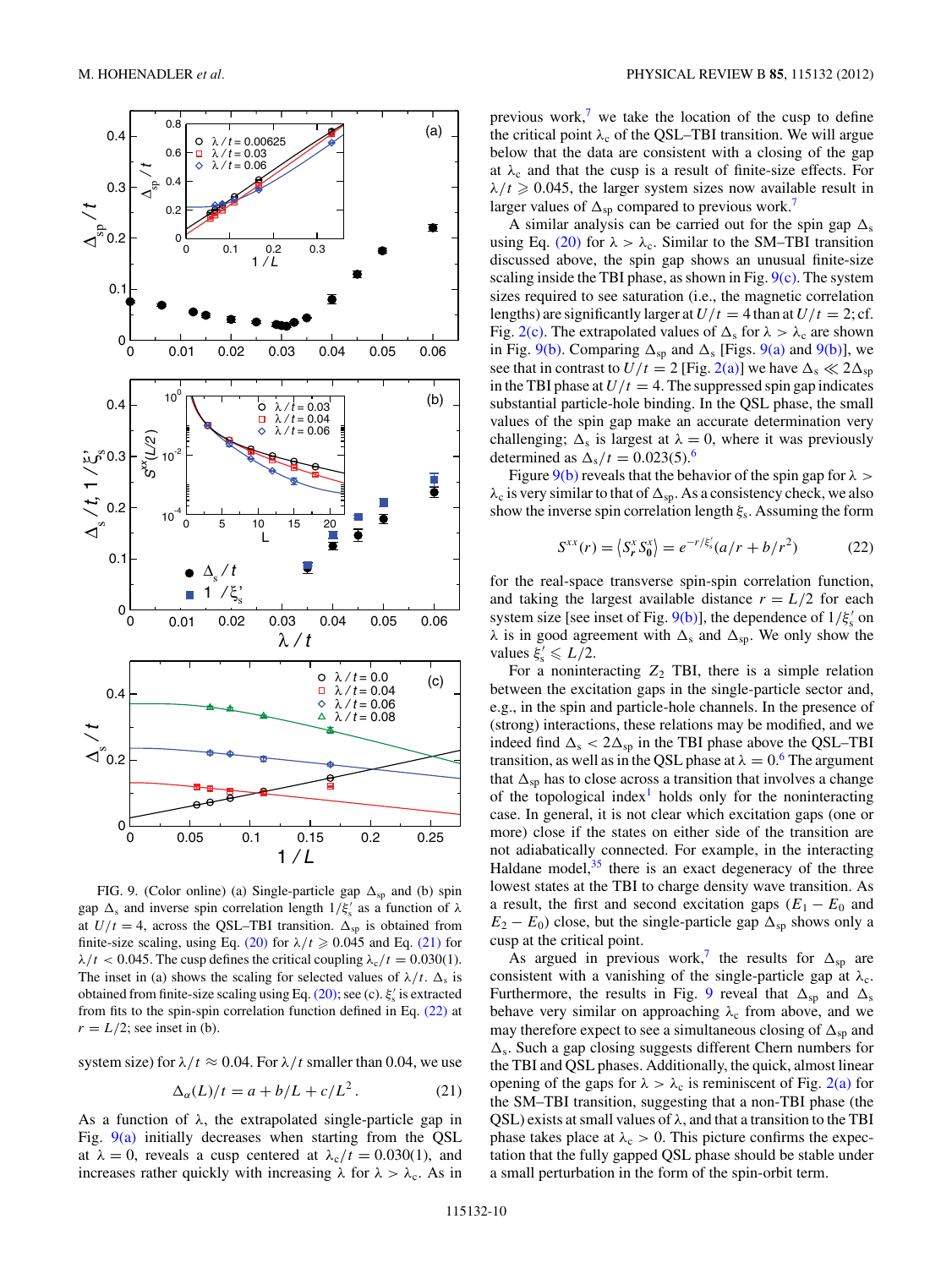FIG. 9. (Color online) (a) Single-particle gap $\Delta_{sp}$ and (b) spin gap $\Delta_s$ and inverse spin correlation length $1/\xi_s'$ as a function of $\lambda$ at $U/t = 4$, across the QSL–TBI transition. $\Delta_{sp}$ is obtained from finite-size scaling, using Eq. (20) for $\lambda/t \geqslant 0.045$ and Eq. (21) for $\lambda/t < 0.045$. The cusp defines the critical coupling $\lambda_c/t = 0.030(1)$. The inset in (a) shows the scaling for selected values of $\lambda/t$. $\Delta_s$ is obtained from finite-size scaling using Eq. (20); see (c). $\xi_s'$ is extracted from fits to the spin-spin correlation function defined in Eq. (22) at $r = L/2$; see inset in (b).

system size) for $\lambda/t \approx 0.04$. For $\lambda/t$ smaller than 0.04, we use

$$\Delta_\alpha(L)/t = a + b/L + c/L^2 . \tag{21}$$

As a function of $\lambda$, the extrapolated single-particle gap in Fig. 9(a) initially decreases when starting from the QSL at $\lambda = 0$, reveals a cusp centered at $\lambda_c/t = 0.030(1)$, and increases rather quickly with increasing $\lambda$ for $\lambda > \lambda_c$. As in previous work,[7] we take the location of the cusp to define the critical point $\lambda_c$ of the QSL–TBI transition. We will argue below that the data are consistent with a closing of the gap at $\lambda_c$ and that the cusp is a result of finite-size effects. For $\lambda/t \geqslant 0.045$, the larger system sizes now available result in larger values of $\Delta_{sp}$ compared to previous work.[7]

A similar analysis can be carried out for the spin gap $\Delta_s$ using Eq. (20) for $\lambda > \lambda_c$. Similar to the SM–TBI transition discussed above, the spin gap shows an unusual finite-size scaling inside the TBI phase, as shown in Fig. 9(c). The system sizes required to see saturation (i.e., the magnetic correlation lengths) are significantly larger at $U/t = 4$ than at $U/t = 2$; cf. Fig. 2(c). The extrapolated values of $\Delta_s$ for $\lambda > \lambda_c$ are shown in Fig. 9(b). Comparing $\Delta_{sp}$ and $\Delta_s$ [Figs. 9(a) and 9(b)], we see that in contrast to $U/t = 2$ [Fig. 2(a)] we have $\Delta_s \ll 2\Delta_{sp}$ in the TBI phase at $U/t = 4$. The suppressed spin gap indicates substantial particle-hole binding. In the QSL phase, the small values of the spin gap make an accurate determination very challenging; $\Delta_s$ is largest at $\lambda = 0$, where it was previously determined as $\Delta_s/t = 0.023(5)$.[6]

Figure 9(b) reveals that the behavior of the spin gap for $\lambda > \lambda_c$ is very similar to that of $\Delta_{sp}$. As a consistency check, we also show the inverse spin correlation length $\xi_s$. Assuming the form

$$S^{xx}(r) = \langle S^x_{\boldsymbol{r}} S^x_{\boldsymbol{0}} \rangle = e^{-r/\xi_s'}(a/r + b/r^2) \tag{22}$$

for the real-space transverse spin-spin correlation function, and taking the largest available distance $r = L/2$ for each system size [see inset of Fig. 9(b)], the dependence of $1/\xi_s'$ on $\lambda$ is in good agreement with $\Delta_s$ and $\Delta_{sp}$. We only show the values $\xi_s' \leqslant L/2$.

For a noninteracting $Z_2$ TBI, there is a simple relation between the excitation gaps in the single-particle sector and, e.g., in the spin and particle-hole channels. In the presence of (strong) interactions, these relations may be modified, and we indeed find $\Delta_s < 2\Delta_{sp}$ in the TBI phase above the QSL–TBI transition, as well as in the QSL phase at $\lambda = 0$.[6] The argument that $\Delta_{sp}$ has to close across a transition that involves a change of the topological index[1] holds only for the noninteracting case. In general, it is not clear which excitation gaps (one or more) close if the states on either side of the transition are not adiabatically connected. For example, in the interacting Haldane model,[35] there is an exact degeneracy of the three lowest states at the TBI to charge density wave transition. As a result, the first and second excitation gaps ($E_1 - E_0$ and $E_2 - E_0$) close, but the single-particle gap $\Delta_{sp}$ shows only a cusp at the critical point.

As argued in previous work,[7] the results for $\Delta_{sp}$ are consistent with a vanishing of the single-particle gap at $\lambda_c$. Furthermore, the results in Fig. 9 reveal that $\Delta_{sp}$ and $\Delta_s$ behave very similar on approaching $\lambda_c$ from above, and we may therefore expect to see a simultaneous closing of $\Delta_{sp}$ and $\Delta_s$. Such a gap closing suggests different Chern numbers for the TBI and QSL phases. Additionally, the quick, almost linear opening of the gaps for $\lambda > \lambda_c$ is reminiscent of Fig. 2(a) for the SM–TBI transition, suggesting that a non-TBI phase (the QSL) exists at small values of $\lambda$, and that a transition to the TBI phase takes place at $\lambda_c > 0$. This picture confirms the expectation that the fully gapped QSL phase should be stable under a small perturbation in the form of the spin-orbit term.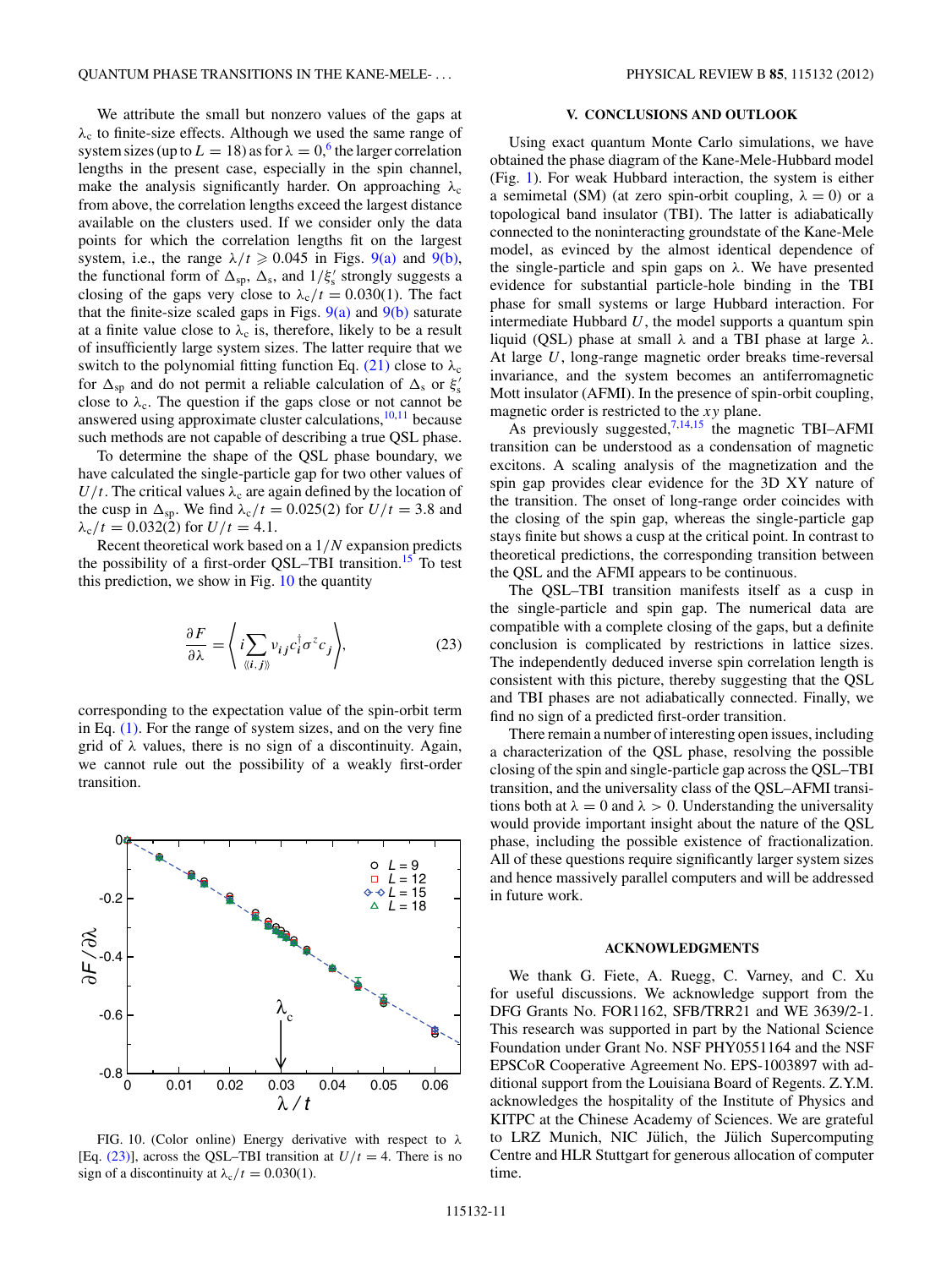We attribute the small but nonzero values of the gaps at $\lambda_c$ to finite-size effects. Although we used the same range of system sizes (up to $L = 18$) as for $\lambda = 0$,[6] the larger correlation lengths in the present case, especially in the spin channel, make the analysis significantly harder. On approaching $\lambda_c$ from above, the correlation lengths exceed the largest distance available on the clusters used. If we consider only the data points for which the correlation lengths fit on the largest system, i.e., the range $\lambda/t \geqslant 0.045$ in Figs. 9(a) and 9(b), the functional form of $\Delta_{sp}$, $\Delta_s$, and $1/\xi_s'$ strongly suggests a closing of the gaps very close to $\lambda_c/t = 0.030(1)$. The fact that the finite-size scaled gaps in Figs. 9(a) and 9(b) saturate at a finite value close to $\lambda_c$ is, therefore, likely to be a result of insufficiently large system sizes. The latter require that we switch to the polynomial fitting function Eq. (21) close to $\lambda_c$ for $\Delta_{sp}$ and do not permit a reliable calculation of $\Delta_s$ or $\xi_s'$ close to $\lambda_c$. The question if the gaps close or not cannot be answered using approximate cluster calculations,[10,11] because such methods are not capable of describing a true QSL phase.

To determine the shape of the QSL phase boundary, we have calculated the single-particle gap for two other values of $U/t$. The critical values $\lambda_c$ are again defined by the location of the cusp in $\Delta_{sp}$. We find $\lambda_c/t = 0.025(2)$ for $U/t = 3.8$ and $\lambda_c/t = 0.032(2)$ for $U/t = 4.1$.

Recent theoretical work based on a $1/N$ expansion predicts the possibility of a first-order QSL–TBI transition.[15] To test this prediction, we show in Fig. 10 the quantity

$$\frac{\partial F}{\partial \lambda} = \left\langle i \sum_{\langle\langle i,j \rangle\rangle} v_{ij} c_i^\dagger \sigma^z c_j \right\rangle, \tag{23}$$

corresponding to the expectation value of the spin-orbit term in Eq. (1). For the range of system sizes, and on the very fine grid of $\lambda$ values, there is no sign of a discontinuity. Again, we cannot rule out the possibility of a weakly first-order transition.

$\partial F/\partial\lambda$
$\lambda/t$
$\lambda_c$
$L = 9$
$L = 12$
$L = 15$
$L = 18$
0
-0.2
-0.4
-0.6
-0.8
0
0.01
0.02
0.03
0.04
0.05
0.06

FIG. 10. (Color online) Energy derivative with respect to $\lambda$ [Eq. (23)], across the QSL–TBI transition at $U/t = 4$. There is no sign of a discontinuity at $\lambda_c/t = 0.030(1)$.

## V. CONCLUSIONS AND OUTLOOK

Using exact quantum Monte Carlo simulations, we have obtained the phase diagram of the Kane-Mele-Hubbard model (Fig. 1). For weak Hubbard interaction, the system is either a semimetal (SM) (at zero spin-orbit coupling, $\lambda = 0$) or a topological band insulator (TBI). The latter is adiabatically connected to the noninteracting groundstate of the Kane-Mele model, as evinced by the almost identical dependence of the single-particle and spin gaps on $\lambda$. We have presented evidence for substantial particle-hole binding in the TBI phase for small systems or large Hubbard interaction. For intermediate Hubbard $U$, the model supports a quantum spin liquid (QSL) phase at small $\lambda$ and a TBI phase at large $\lambda$. At large $U$, long-range magnetic order breaks time-reversal invariance, and the system becomes an antiferromagnetic Mott insulator (AFMI). In the presence of spin-orbit coupling, magnetic order is restricted to the $xy$ plane.

As previously suggested,[7,14,15] the magnetic TBI–AFMI transition can be understood as a condensation of magnetic excitons. A scaling analysis of the magnetization and the spin gap provides clear evidence for the 3D XY nature of the transition. The onset of long-range order coincides with the closing of the spin gap, whereas the single-particle gap stays finite but shows a cusp at the critical point. In contrast to theoretical predictions, the corresponding transition between the QSL and the AFMI appears to be continuous.

The QSL–TBI transition manifests itself as a cusp in the single-particle and spin gap. The numerical data are compatible with a complete closing of the gaps, but a definite conclusion is complicated by restrictions in lattice sizes. The independently deduced inverse spin correlation length is consistent with this picture, thereby suggesting that the QSL and TBI phases are not adiabatically connected. Finally, we find no sign of a predicted first-order transition.

There remain a number of interesting open issues, including a characterization of the QSL phase, resolving the possible closing of the spin and single-particle gap across the QSL–TBI transition, and the universality class of the QSL–AFMI transitions both at $\lambda = 0$ and $\lambda > 0$. Understanding the universality would provide important insight about the nature of the QSL phase, including the possible existence of fractionalization. All of these questions require significantly larger system sizes and hence massively parallel computers and will be addressed in future work.

## ACKNOWLEDGMENTS

We thank G. Fiete, A. Ruegg, C. Varney, and C. Xu for useful discussions. We acknowledge support from the DFG Grants No. FOR1162, SFB/TRR21 and WE 3639/2-1. This research was supported in part by the National Science Foundation under Grant No. NSF PHY0551164 and the NSF EPSCoR Cooperative Agreement No. EPS-1003897 with additional support from the Louisiana Board of Regents. Z.Y.M. acknowledges the hospitality of the Institute of Physics and KITPC at the Chinese Academy of Sciences. We are grateful to LRZ Munich, NIC Jülich, the Jülich Supercomputing Centre and HLR Stuttgart for generous allocation of computer time.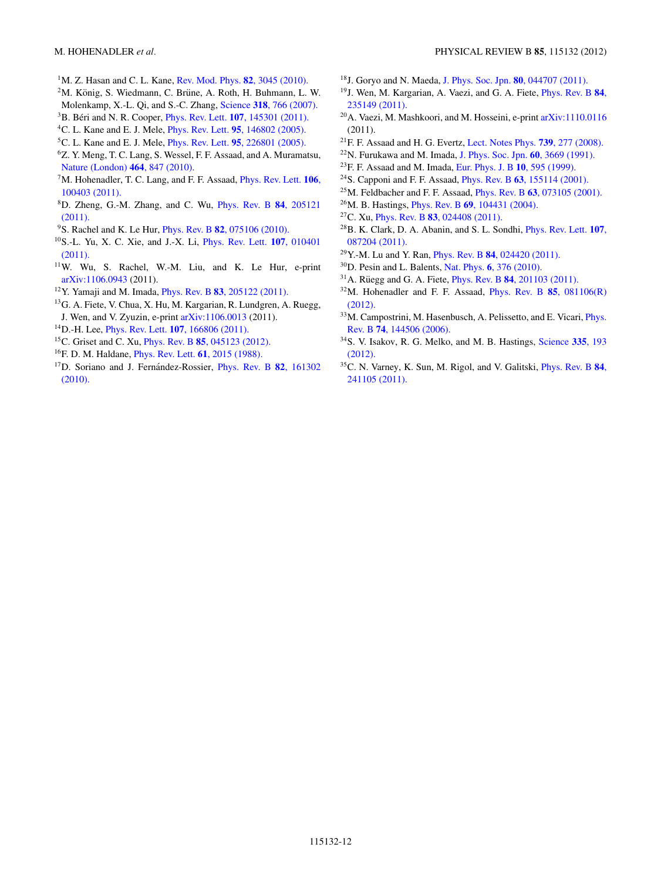[1] M. Z. Hasan and C. L. Kane, Rev. Mod. Phys. **82**, 3045 (2010).

[2] M. König, S. Wiedmann, C. Brüne, A. Roth, H. Buhmann, L. W. Molenkamp, X.-L. Qi, and S.-C. Zhang, Science **318**, 766 (2007).

[3] B. Béri and N. R. Cooper, Phys. Rev. Lett. **107**, 145301 (2011).

[4] C. L. Kane and E. J. Mele, Phys. Rev. Lett. **95**, 146802 (2005).

[5] C. L. Kane and E. J. Mele, Phys. Rev. Lett. **95**, 226801 (2005).

[6] Z. Y. Meng, T. C. Lang, S. Wessel, F. F. Assaad, and A. Muramatsu, Nature (London) **464**, 847 (2010).

[7] M. Hohenadler, T. C. Lang, and F. F. Assaad, Phys. Rev. Lett. **106**, 100403 (2011).

[8] D. Zheng, G.-M. Zhang, and C. Wu, Phys. Rev. B **84**, 205121 (2011).

[9] S. Rachel and K. Le Hur, Phys. Rev. B **82**, 075106 (2010).

[10] S.-L. Yu, X. C. Xie, and J.-X. Li, Phys. Rev. Lett. **107**, 010401 (2011).

[11] W. Wu, S. Rachel, W.-M. Liu, and K. Le Hur, e-print arXiv:1106.0943 (2011).

[12] Y. Yamaji and M. Imada, Phys. Rev. B **83**, 205122 (2011).

[13] G. A. Fiete, V. Chua, X. Hu, M. Kargarian, R. Lundgren, A. Ruegg, J. Wen, and V. Zyuzin, e-print arXiv:1106.0013 (2011).

[14] D.-H. Lee, Phys. Rev. Lett. **107**, 166806 (2011).

[15] C. Griset and C. Xu, Phys. Rev. B **85**, 045123 (2012).

[16] F. D. M. Haldane, Phys. Rev. Lett. **61**, 2015 (1988).

[17] D. Soriano and J. Fernández-Rossier, Phys. Rev. B **82**, 161302 (2010).

[18] J. Goryo and N. Maeda, J. Phys. Soc. Jpn. **80**, 044707 (2011).

[19] J. Wen, M. Kargarian, A. Vaezi, and G. A. Fiete, Phys. Rev. B **84**, 235149 (2011).

[20] A. Vaezi, M. Mashkoori, and M. Hosseini, e-print arXiv:1110.0116 (2011).

[21] F. F. Assaad and H. G. Evertz, Lect. Notes Phys. **739**, 277 (2008).

[22] N. Furukawa and M. Imada, J. Phys. Soc. Jpn. **60**, 3669 (1991).

[23] F. F. Assaad and M. Imada, Eur. Phys. J. B **10**, 595 (1999).

[24] S. Capponi and F. F. Assaad, Phys. Rev. B **63**, 155114 (2001).

[25] M. Feldbacher and F. F. Assaad, Phys. Rev. B **63**, 073105 (2001).

[26] M. B. Hastings, Phys. Rev. B **69**, 104431 (2004).

[27] C. Xu, Phys. Rev. B **83**, 024408 (2011).

[28] B. K. Clark, D. A. Abanin, and S. L. Sondhi, Phys. Rev. Lett. **107**, 087204 (2011).

[29] Y.-M. Lu and Y. Ran, Phys. Rev. B **84**, 024420 (2011).

[30] D. Pesin and L. Balents, Nat. Phys. **6**, 376 (2010).

[31] A. Rüegg and G. A. Fiete, Phys. Rev. B **84**, 201103 (2011).

[32] M. Hohenadler and F. F. Assaad, Phys. Rev. B **85**, 081106(R) (2012).

[33] M. Campostrini, M. Hasenbusch, A. Pelissetto, and E. Vicari, Phys. Rev. B **74**, 144506 (2006).

[34] S. V. Isakov, R. G. Melko, and M. B. Hastings, Science **335**, 193 (2012).

[35] C. N. Varney, K. Sun, M. Rigol, and V. Galitski, Phys. Rev. B **84**, 241105 (2011).